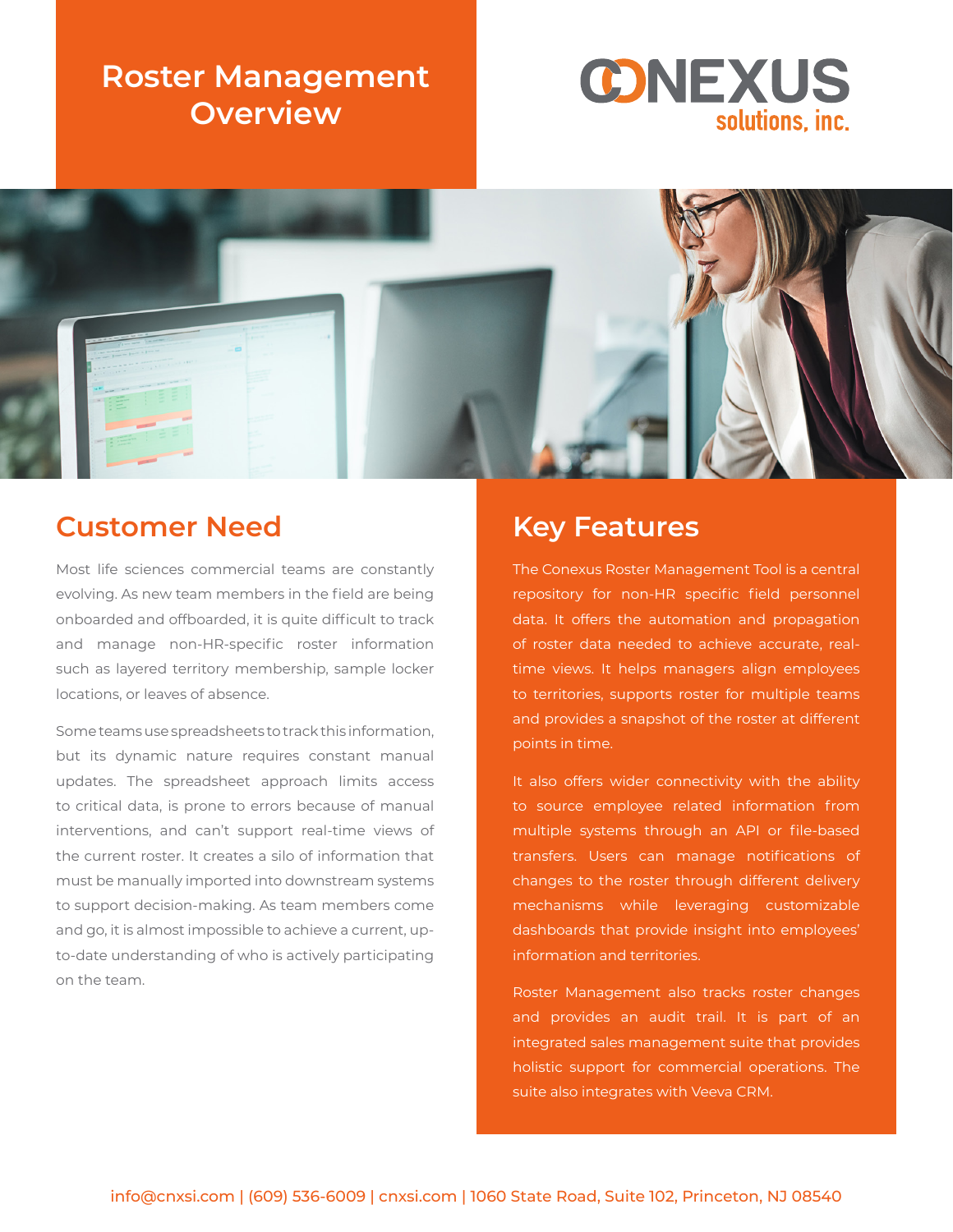# Roster Management Overview

CONEXUS solutions, inc.

## Customer Need

Most life sciences commercial teams are constantly evolving. As new team members in the field are being onboarded and offboarded, it is quite difficult to track and manage non-HR-specific roster information such as layered territory membership, sample locker locations, or leaves of absence.

Some teams use spreadsheets to track this information, but its dynamic nature requires constant manual updates. The spreadsheet approach limits access to critical data, is prone to errors because of manual interventions, and can't support real-time views of the current roster. It creates a silo of information that must be manually imported into downstream systems to support decision-making. As team members come and go, it is almost impossible to achieve a current, up-to-date understanding of who is actively participating on the team.

## Key Features

The Conexus Roster Management Tool is a central repository for non-HR specific field personnel data. It offers the automation and propagation of roster data needed to achieve accurate, real-time views. It helps managers align employees to territories, supports roster for multiple teams and provides a snapshot of the roster at different points in time.

It also offers wider connectivity with the ability to source employee related information from multiple systems through an API or file-based transfers. Users can manage notifications of changes to the roster through different delivery mechanisms while leveraging customizable dashboards that provide insight into employees' information and territories.

Roster Management also tracks roster changes and provides an audit trail. It is part of an integrated sales management suite that provides holistic support for commercial operations. The suite also integrates with Veeva CRM.

info@cnxsi.com | (609) 536-6009 | cnxsi.com | 1060 State Road, Suite 102, Princeton, NJ 08540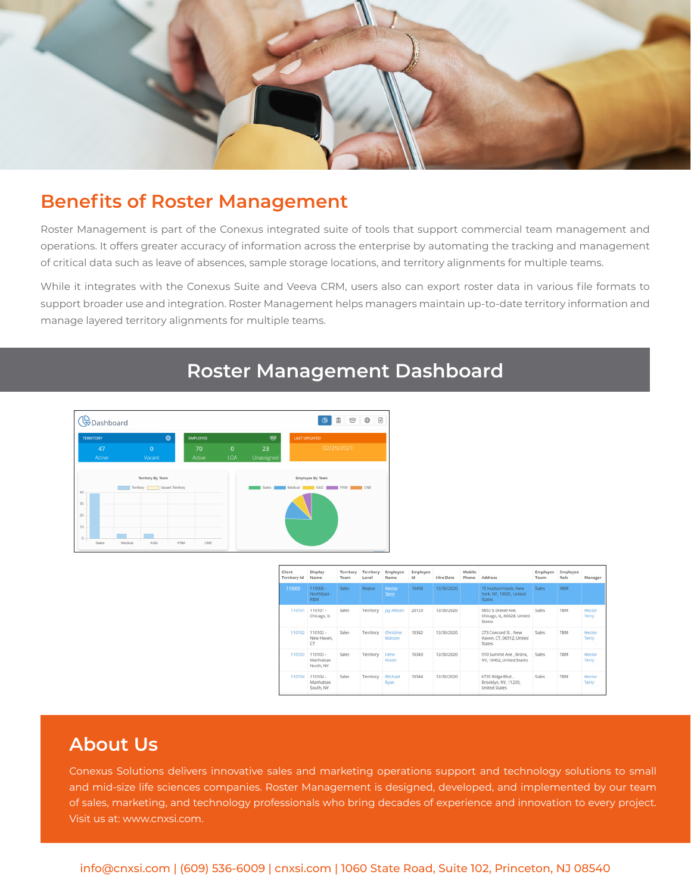## Benefits of Roster Management

Roster Management is part of the Conexus integrated suite of tools that support commercial team management and operations. It offers greater accuracy of information across the enterprise by automating the tracking and management of critical data such as leave of absences, sample storage locations, and territory alignments for multiple teams.

While it integrates with the Conexus Suite and Veeva CRM, users also can export roster data in various file formats to support broader use and integration. Roster Management helps managers maintain up-to-date territory information and manage layered territory alignments for multiple teams.

## Roster Management Dashboard

Dashboard

TERRITORY
47 Active
0 Vacant

EMPLOYEE
70 Active
0 LOA
23 Unassigned

LAST UPDATED
02/25/2021

Territory By Team
Territory
Vacant Territory
40
30
20
10
0
Sales
Medical
KAD
FRM
CNE

Employee By Team
Sales
Medical
KAD
FRM
CNE

| Client Territory Id | Display Name | Territory Team | Territory Level | Employee Name | Employee Id | Hire Date | Mobile Phone | Address | Employee Team | Employee Role | Manager |
|---|---|---|---|---|---|---|---|---|---|---|---|
| 110000 | 110000 - NorthEast - RBM | Sales | Region | Hector Terry | 10458 | 12/30/2020 | | 15 Hudson Yards, New York, NY, 10001, United States | Sales | RBM | |
| 110101 | 110101 - Chicago, IL | Sales | Territory | Jay Allison | 20123 | 12/30/2020 | | 9853 S Drexel Ave, Chicago, IL, 60628, United States | Sales | TBM | Hector Terry |
| 110102 | 110102 - New Haven, CT | Sales | Territory | Christine Watson | 10342 | 12/30/2020 | | 273 Concord St., New Haven, CT, 06512, United States | Sales | TBM | Hector Terry |
| 110103 | 110103 - Manhattan North, NY | Sales | Territory | Irene Foster | 10343 | 12/30/2020 | | 510 Summit Ave, Bronx, NY, 10452, United States | Sales | TBM | Hector Terry |
| 110104 | 110104 - Manhattan South, NY | Sales | Territory | Michael Ryan | 10344 | 12/30/2020 | | 6735 Ridge Blvd., Brooklyn, NY, 11220, United States | Sales | TBM | Hector Terry |

## About Us

Conexus Solutions delivers innovative sales and marketing operations support and technology solutions to small and mid-size life sciences companies. Roster Management is designed, developed, and implemented by our team of sales, marketing, and technology professionals who bring decades of experience and innovation to every project. Visit us at: www.cnxsi.com.

info@cnxsi.com | (609) 536-6009 | cnxsi.com | 1060 State Road, Suite 102, Princeton, NJ 08540